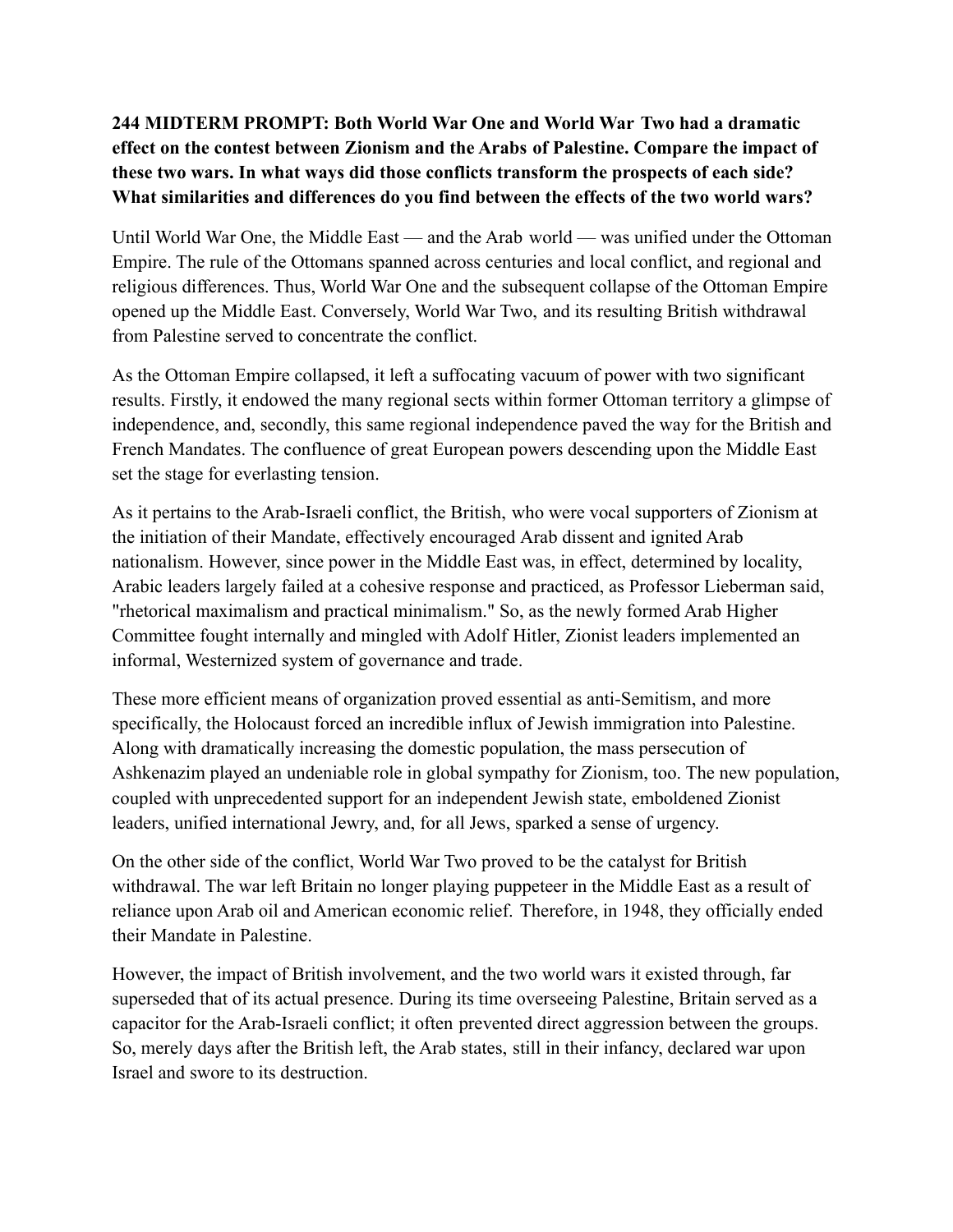**244 MIDTERM PROMPT: Both World War One and World War Two had a dramatic effect on the contest between Zionism and the Arabs of Palestine. Compare the impact of these two wars. In what ways did those conflicts transform the prospects of each side? What similarities and differences do you find between the effects of the two world wars?**

Until World War One, the Middle East — and the Arab world — was unified under the Ottoman Empire. The rule of the Ottomans spanned across centuries and local conflict, and regional and religious differences. Thus, World War One and the subsequent collapse of the Ottoman Empire opened up the Middle East. Conversely, World War Two, and its resulting British withdrawal from Palestine served to concentrate the conflict.

As the Ottoman Empire collapsed, it left a suffocating vacuum of power with two significant results. Firstly, it endowed the many regional sects within former Ottoman territory a glimpse of independence, and, secondly, this same regional independence paved the way for the British and French Mandates. The confluence of great European powers descending upon the Middle East set the stage for everlasting tension.

As it pertains to the Arab-Israeli conflict, the British, who were vocal supporters of Zionism at the initiation of their Mandate, effectively encouraged Arab dissent and ignited Arab nationalism. However, since power in the Middle East was, in effect, determined by locality, Arabic leaders largely failed at a cohesive response and practiced, as Professor Lieberman said, "rhetorical maximalism and practical minimalism." So, as the newly formed Arab Higher Committee fought internally and mingled with Adolf Hitler, Zionist leaders implemented an informal, Westernized system of governance and trade.

These more efficient means of organization proved essential as anti-Semitism, and more specifically, the Holocaust forced an incredible influx of Jewish immigration into Palestine. Along with dramatically increasing the domestic population, the mass persecution of Ashkenazim played an undeniable role in global sympathy for Zionism, too. The new population, coupled with unprecedented support for an independent Jewish state, emboldened Zionist leaders, unified international Jewry, and, for all Jews, sparked a sense of urgency.

On the other side of the conflict, World War Two proved to be the catalyst for British withdrawal. The war left Britain no longer playing puppeteer in the Middle East as a result of reliance upon Arab oil and American economic relief. Therefore, in 1948, they officially ended their Mandate in Palestine.

However, the impact of British involvement, and the two world wars it existed through, far superseded that of its actual presence. During its time overseeing Palestine, Britain served as a capacitor for the Arab-Israeli conflict; it often prevented direct aggression between the groups. So, merely days after the British left, the Arab states, still in their infancy, declared war upon Israel and swore to its destruction.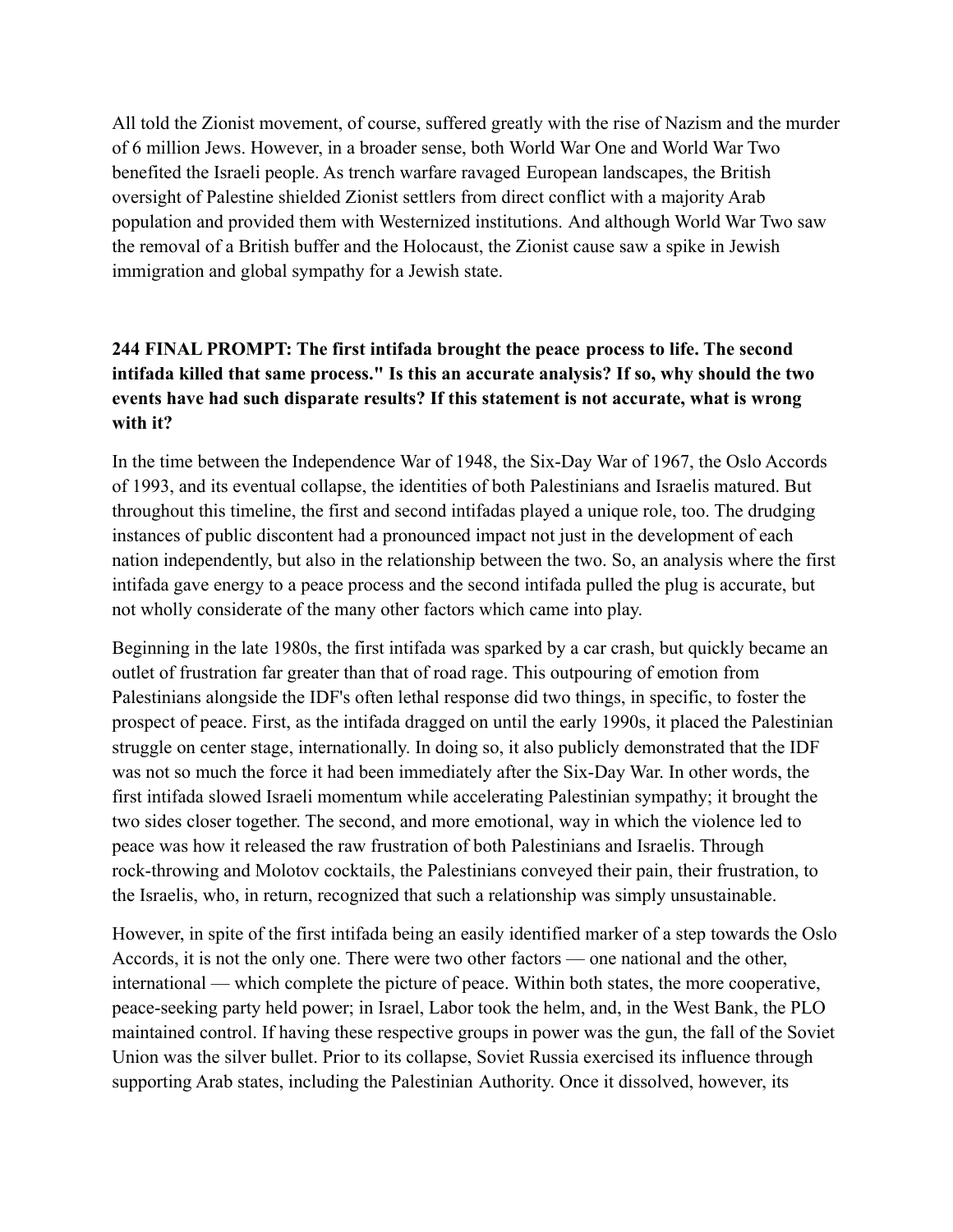All told the Zionist movement, of course, suffered greatly with the rise of Nazism and the murder of 6 million Jews. However, in a broader sense, both World War One and World War Two benefited the Israeli people. As trench warfare ravaged European landscapes, the British oversight of Palestine shielded Zionist settlers from direct conflict with a majority Arab population and provided them with Westernized institutions. And although World War Two saw the removal of a British buffer and the Holocaust, the Zionist cause saw a spike in Jewish immigration and global sympathy for a Jewish state.

**244 FINAL PROMPT: The first intifada brought the peace process to life. The second intifada killed that same process." Is this an accurate analysis? If so, why should the two events have had such disparate results? If this statement is not accurate, what is wrong with it?**

In the time between the Independence War of 1948, the Six-Day War of 1967, the Oslo Accords of 1993, and its eventual collapse, the identities of both Palestinians and Israelis matured. But throughout this timeline, the first and second intifadas played a unique role, too. The drudging instances of public discontent had a pronounced impact not just in the development of each nation independently, but also in the relationship between the two. So, an analysis where the first intifada gave energy to a peace process and the second intifada pulled the plug is accurate, but not wholly considerate of the many other factors which came into play.

Beginning in the late 1980s, the first intifada was sparked by a car crash, but quickly became an outlet of frustration far greater than that of road rage. This outpouring of emotion from Palestinians alongside the IDF's often lethal response did two things, in specific, to foster the prospect of peace. First, as the intifada dragged on until the early 1990s, it placed the Palestinian struggle on center stage, internationally. In doing so, it also publicly demonstrated that the IDF was not so much the force it had been immediately after the Six-Day War. In other words, the first intifada slowed Israeli momentum while accelerating Palestinian sympathy; it brought the two sides closer together. The second, and more emotional, way in which the violence led to peace was how it released the raw frustration of both Palestinians and Israelis. Through rock-throwing and Molotov cocktails, the Palestinians conveyed their pain, their frustration, to the Israelis, who, in return, recognized that such a relationship was simply unsustainable.

However, in spite of the first intifada being an easily identified marker of a step towards the Oslo Accords, it is not the only one. There were two other factors — one national and the other, international — which complete the picture of peace. Within both states, the more cooperative, peace-seeking party held power; in Israel, Labor took the helm, and, in the West Bank, the PLO maintained control. If having these respective groups in power was the gun, the fall of the Soviet Union was the silver bullet. Prior to its collapse, Soviet Russia exercised its influence through supporting Arab states, including the Palestinian Authority. Once it dissolved, however, its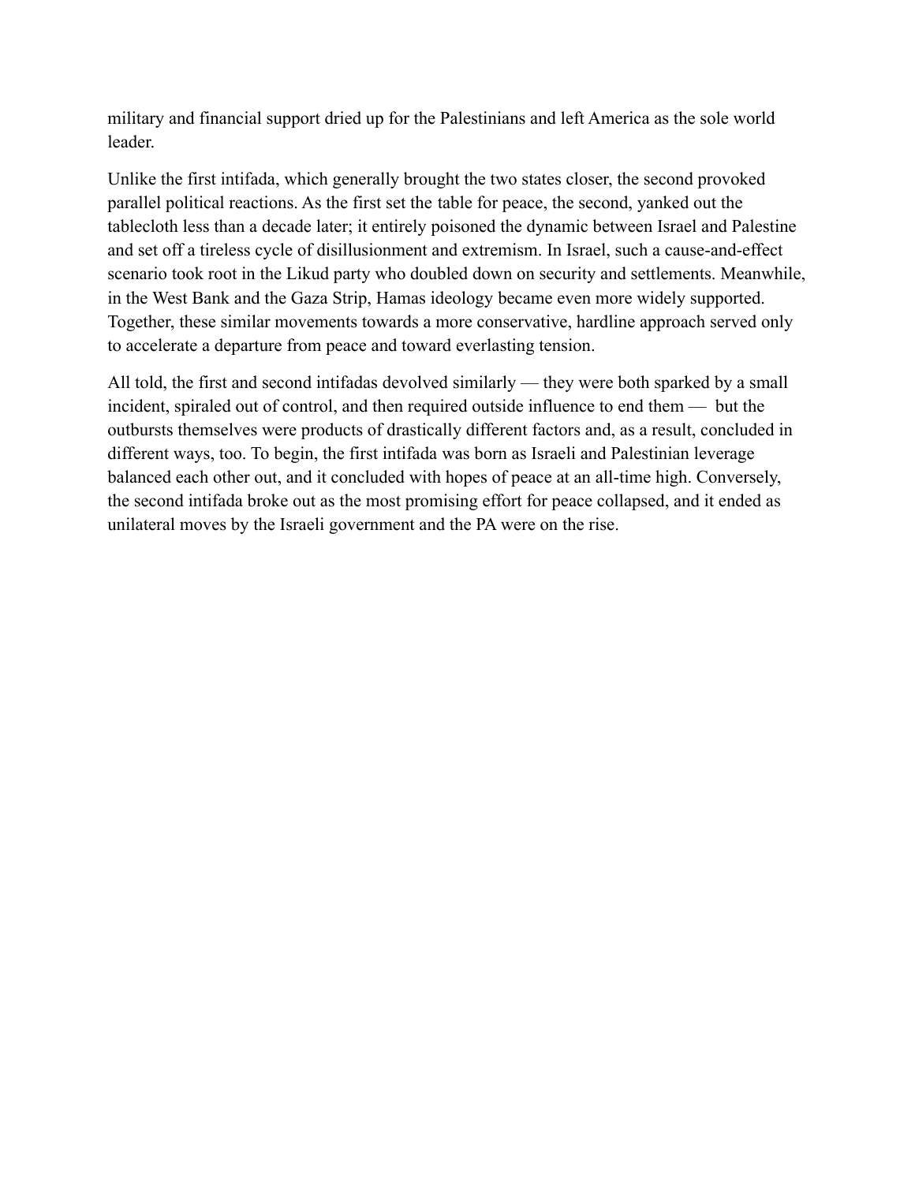military and financial support dried up for the Palestinians and left America as the sole world leader.

Unlike the first intifada, which generally brought the two states closer, the second provoked parallel political reactions. As the first set the table for peace, the second, yanked out the tablecloth less than a decade later; it entirely poisoned the dynamic between Israel and Palestine and set off a tireless cycle of disillusionment and extremism. In Israel, such a cause-and-effect scenario took root in the Likud party who doubled down on security and settlements. Meanwhile, in the West Bank and the Gaza Strip, Hamas ideology became even more widely supported. Together, these similar movements towards a more conservative, hardline approach served only to accelerate a departure from peace and toward everlasting tension.

All told, the first and second intifadas devolved similarly — they were both sparked by a small incident, spiraled out of control, and then required outside influence to end them — but the outbursts themselves were products of drastically different factors and, as a result, concluded in different ways, too. To begin, the first intifada was born as Israeli and Palestinian leverage balanced each other out, and it concluded with hopes of peace at an all-time high. Conversely, the second intifada broke out as the most promising effort for peace collapsed, and it ended as unilateral moves by the Israeli government and the PA were on the rise.